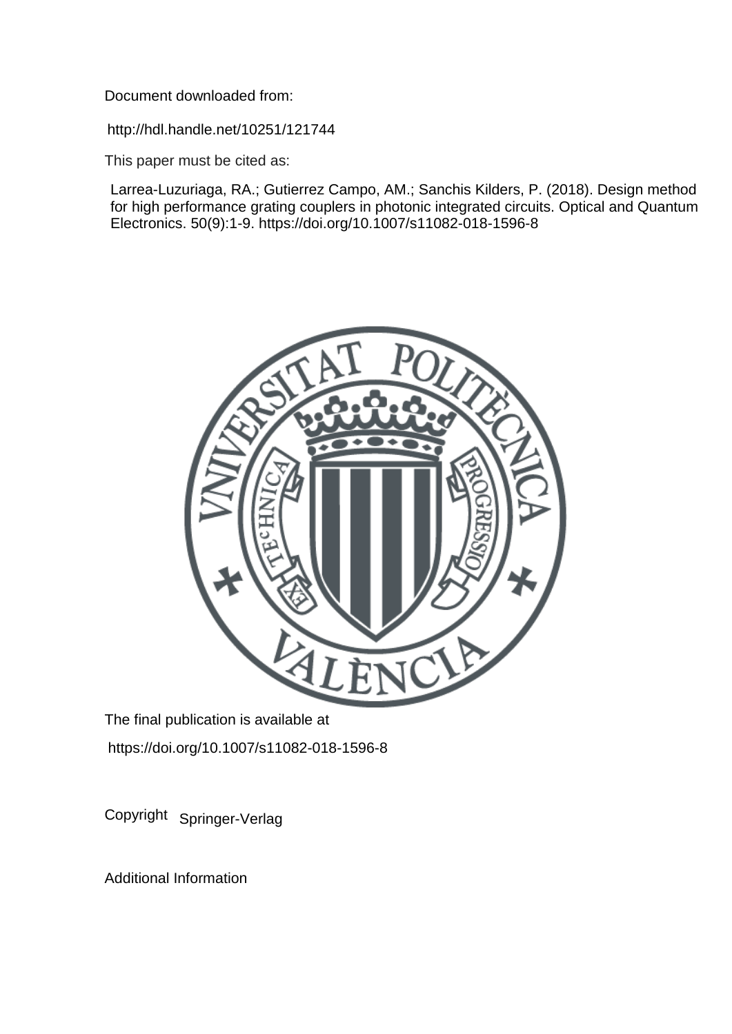Document downloaded from:

http://hdl.handle.net/10251/121744

This paper must be cited as:

Larrea-Luzuriaga, RA.; Gutierrez Campo, AM.; Sanchis Kilders, P. (2018). Design method for high performance grating couplers in photonic integrated circuits. Optical and Quantum Electronics. 50(9):1-9. https://doi.org/10.1007/s11082-018-1596-8

The final publication is available at

https://doi.org/10.1007/s11082-018-1596-8

Copyright Springer-Verlag

Additional Information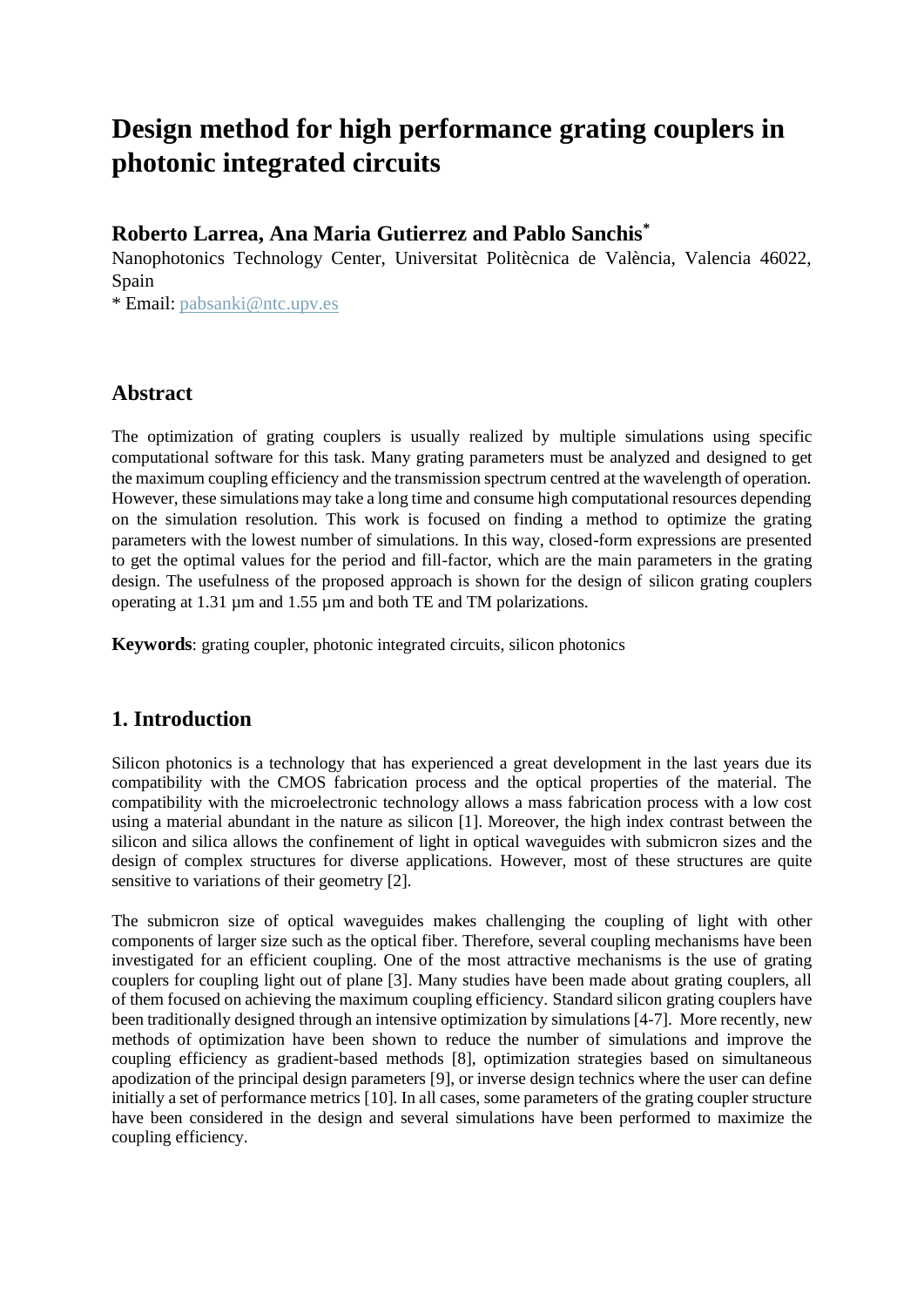# Design method for high performance grating couplers in photonic integrated circuits

## Roberto Larrea, Ana Maria Gutierrez and Pablo Sanchis*

Nanophotonics Technology Center, Universitat Politècnica de València, Valencia 46022, Spain

* Email: pabsanki@ntc.upv.es

## Abstract

The optimization of grating couplers is usually realized by multiple simulations using specific computational software for this task. Many grating parameters must be analyzed and designed to get the maximum coupling efficiency and the transmission spectrum centred at the wavelength of operation. However, these simulations may take a long time and consume high computational resources depending on the simulation resolution. This work is focused on finding a method to optimize the grating parameters with the lowest number of simulations. In this way, closed-form expressions are presented to get the optimal values for the period and fill-factor, which are the main parameters in the grating design. The usefulness of the proposed approach is shown for the design of silicon grating couplers operating at 1.31 µm and 1.55 µm and both TE and TM polarizations.

**Keywords**: grating coupler, photonic integrated circuits, silicon photonics

## 1. Introduction

Silicon photonics is a technology that has experienced a great development in the last years due its compatibility with the CMOS fabrication process and the optical properties of the material. The compatibility with the microelectronic technology allows a mass fabrication process with a low cost using a material abundant in the nature as silicon [1]. Moreover, the high index contrast between the silicon and silica allows the confinement of light in optical waveguides with submicron sizes and the design of complex structures for diverse applications. However, most of these structures are quite sensitive to variations of their geometry [2].

The submicron size of optical waveguides makes challenging the coupling of light with other components of larger size such as the optical fiber. Therefore, several coupling mechanisms have been investigated for an efficient coupling. One of the most attractive mechanisms is the use of grating couplers for coupling light out of plane [3]. Many studies have been made about grating couplers, all of them focused on achieving the maximum coupling efficiency. Standard silicon grating couplers have been traditionally designed through an intensive optimization by simulations [4-7]. More recently, new methods of optimization have been shown to reduce the number of simulations and improve the coupling efficiency as gradient-based methods [8], optimization strategies based on simultaneous apodization of the principal design parameters [9], or inverse design technics where the user can define initially a set of performance metrics [10]. In all cases, some parameters of the grating coupler structure have been considered in the design and several simulations have been performed to maximize the coupling efficiency.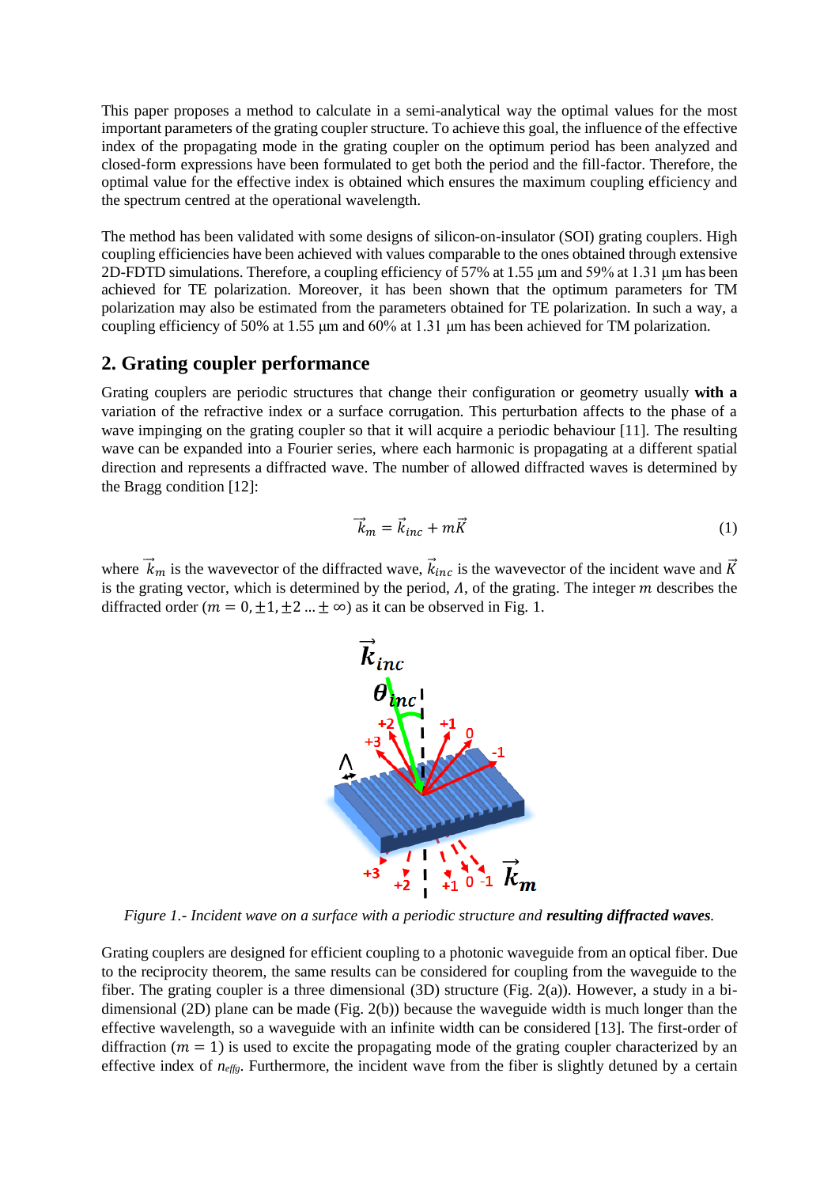This paper proposes a method to calculate in a semi-analytical way the optimal values for the most important parameters of the grating coupler structure. To achieve this goal, the influence of the effective index of the propagating mode in the grating coupler on the optimum period has been analyzed and closed-form expressions have been formulated to get both the period and the fill-factor. Therefore, the optimal value for the effective index is obtained which ensures the maximum coupling efficiency and the spectrum centred at the operational wavelength.

The method has been validated with some designs of silicon-on-insulator (SOI) grating couplers. High coupling efficiencies have been achieved with values comparable to the ones obtained through extensive 2D-FDTD simulations. Therefore, a coupling efficiency of 57% at 1.55 μm and 59% at 1.31 μm has been achieved for TE polarization. Moreover, it has shown that the optimum parameters for TM polarization may also be estimated from the parameters obtained for TE polarization. In such a way, a coupling efficiency of 50% at 1.55 μm and 60% at 1.31 μm has been achieved for TM polarization.

## 2. Grating coupler performance

Grating couplers are periodic structures that change their configuration or geometry usually **with a** variation of the refractive index or a surface corrugation. This perturbation affects to the phase of a wave impinging on the grating coupler so that it will acquire a periodic behaviour [11]. The resulting wave can be expanded into a Fourier series, where each harmonic is propagating at a different spatial direction and represents a diffracted wave. The number of allowed diffracted waves is determined by the Bragg condition [12]:

$$\vec{k}_m = \vec{k}_{inc} + m\vec{K} \tag{1}$$

where $\vec{k}_m$ is the wavevector of the diffracted wave, $\vec{k}_{inc}$ is the wavevector of the incident wave and $\vec{K}$ is the grating vector, which is determined by the period, $\Lambda$, of the grating. The integer $m$ describes the diffracted order ($m = 0, \pm 1, \pm 2 \ldots \pm \infty$) as it can be observed in Fig. 1.

*Figure 1.- Incident wave on a surface with a periodic structure and* ***resulting diffracted waves****.*

Grating couplers are designed for efficient coupling to a photonic waveguide from an optical fiber. Due to the reciprocity theorem, the same results can be considered for coupling from the waveguide to the fiber. The grating coupler is a three dimensional (3D) structure (Fig. 2(a)). However, a study in a bi-dimensional (2D) plane can be made (Fig. 2(b)) because the waveguide width is much longer than the effective wavelength, so a waveguide with an infinite width can be considered [13]. The first-order of diffraction ($m = 1$) is used to excite the propagating mode of the grating coupler characterized by an effective index of $n_{effg}$. Furthermore, the incident wave from the fiber is slightly detuned by a certain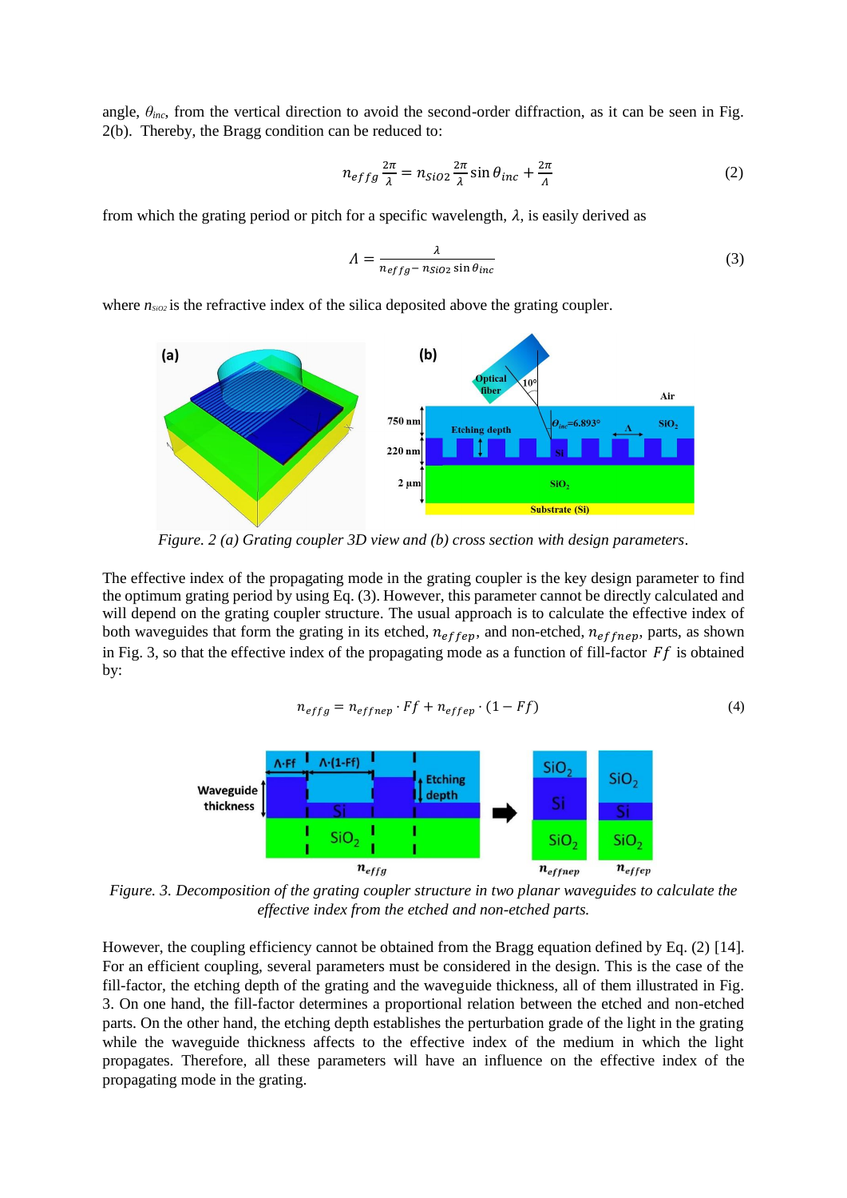angle, $\theta_{inc}$, from the vertical direction to avoid the second-order diffraction, as it can be seen in Fig. 2(b). Thereby, the Bragg condition can be reduced to:

$$n_{effg}\frac{2\pi}{\lambda} = n_{SiO2}\frac{2\pi}{\lambda}\sin\theta_{inc} + \frac{2\pi}{\Lambda} \tag{2}$$

from which the grating period or pitch for a specific wavelength, $\lambda$, is easily derived as

$$\Lambda = \frac{\lambda}{n_{effg} - n_{SiO2}\sin\theta_{inc}} \tag{3}$$

where $n_{SiO2}$ is the refractive index of the silica deposited above the grating coupler.

*Figure. 2 (a) Grating coupler 3D view and (b) cross section with design parameters.*

The effective index of the propagating mode in the grating coupler is the key design parameter to find the optimum grating period by using Eq. (3). However, this parameter cannot be directly calculated and will depend on the grating coupler structure. The usual approach is to calculate the effective index of both waveguides that form the grating in its etched, $n_{effep}$, and non-etched, $n_{effnep}$, parts, as shown in Fig. 3, so that the effective index of the propagating mode as a function of fill-factor $Ff$ is obtained by:

$$n_{effg} = n_{effnep}\cdot Ff + n_{effep}\cdot(1 - Ff) \tag{4}$$

*Figure. 3. Decomposition of the grating coupler structure in two planar waveguides to calculate the effective index from the etched and non-etched parts.*

However, the coupling efficiency cannot be obtained from the Bragg equation defined by Eq. (2) [14]. For an efficient coupling, several parameters must be considered in the design. This is the case of the fill-factor, the etching depth of the grating and the waveguide thickness, all of them illustrated in Fig. 3. On one hand, the fill-factor determines a proportional relation between the etched and non-etched parts. On the other hand, the etching depth establishes the perturbation grade of the light in the grating while the waveguide thickness affects to the effective index of the medium in which the light propagates. Therefore, all these parameters will have an influence on the effective index of the propagating mode in the grating.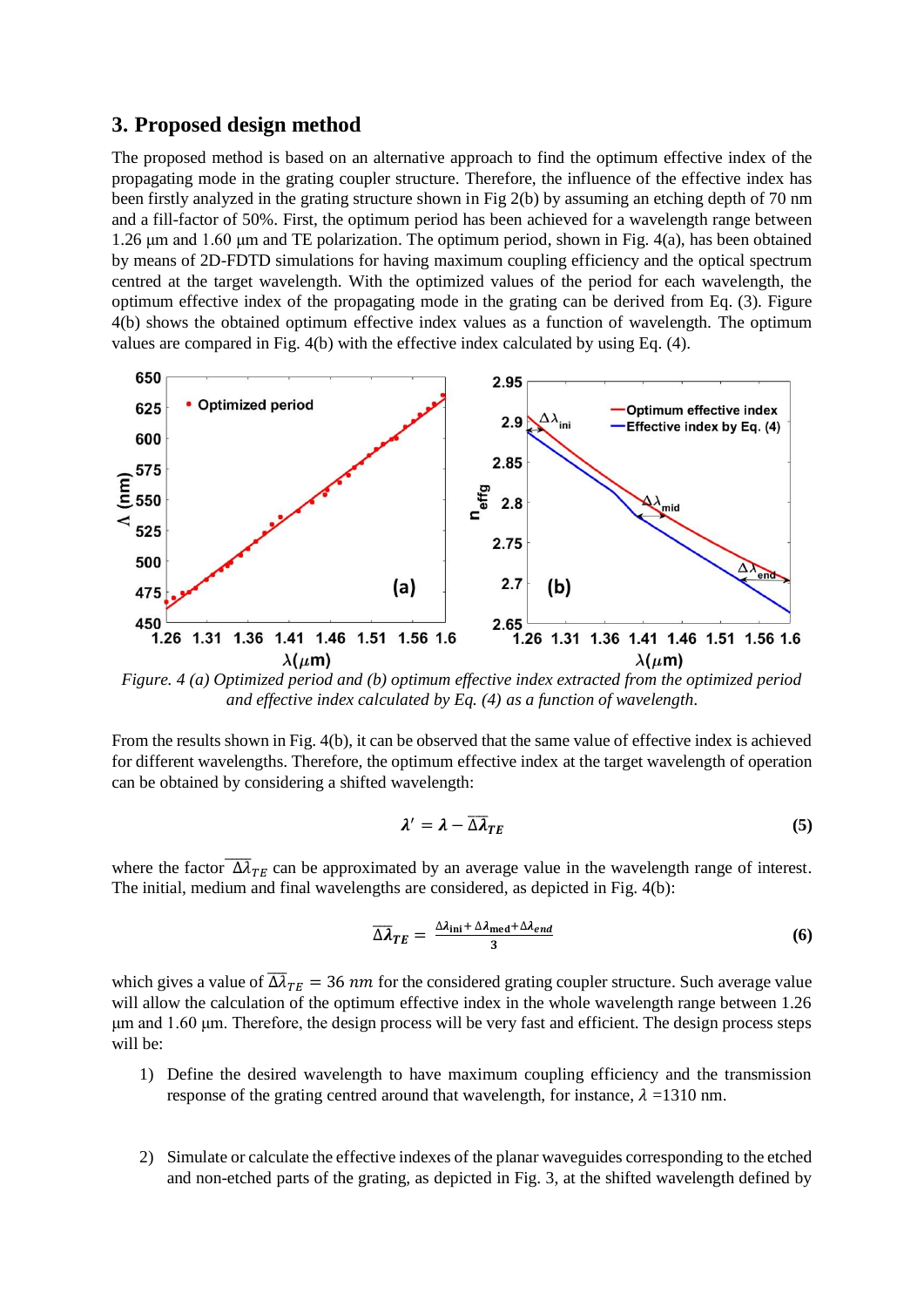## 3. Proposed design method

The proposed method is based on an alternative approach to find the optimum effective index of the propagating mode in the grating coupler structure. Therefore, the influence of the effective index has been firstly analyzed in the grating structure shown in Fig 2(b) by assuming an etching depth of 70 nm and a fill-factor of 50%. First, the optimum period has been achieved for a wavelength range between 1.26 µm and 1.60 µm and TE polarization. The optimum period, shown in Fig. 4(a), has been obtained by means of 2D-FDTD simulations for having maximum coupling efficiency and the optical spectrum centred at the target wavelength. With the optimized values of the period for each wavelength, the optimum effective index of the propagating mode in the grating can be derived from Eq. (3). Figure 4(b) shows the obtained optimum effective index values as a function of wavelength. The optimum values are compared in Fig. 4(b) with the effective index calculated by using Eq. (4).

*Figure. 4 (a) Optimized period and (b) optimum effective index extracted from the optimized period and effective index calculated by Eq. (4) as a function of wavelength.*

From the results shown in Fig. 4(b), it can be observed that the same value of effective index is achieved for different wavelengths. Therefore, the optimum effective index at the target wavelength of operation can be obtained by considering a shifted wavelength:

$$\lambda' = \lambda - \overline{\Delta\lambda}_{TE} \quad (5)$$

where the factor $\overline{\Delta\lambda}_{TE}$ can be approximated by an average value in the wavelength range of interest. The initial, medium and final wavelengths are considered, as depicted in Fig. 4(b):

$$\overline{\Delta\lambda}_{TE} = \frac{\Delta\lambda_{\text{ini}} + \Delta\lambda_{\text{med}} + \Delta\lambda_{end}}{3} \quad (6)$$

which gives a value of $\overline{\Delta\lambda}_{TE} = 36\ nm$ for the considered grating coupler structure. Such average value will allow the calculation of the optimum effective index in the whole wavelength range between 1.26 µm and 1.60 µm. Therefore, the design process will be very fast and efficient. The design process steps will be:

1) Define the desired wavelength to have maximum coupling efficiency and the transmission response of the grating centred around that wavelength, for instance, $\lambda$ =1310 nm.

2) Simulate or calculate the effective indexes of the planar waveguides corresponding to the etched and non-etched parts of the grating, as depicted in Fig. 3, at the shifted wavelength defined by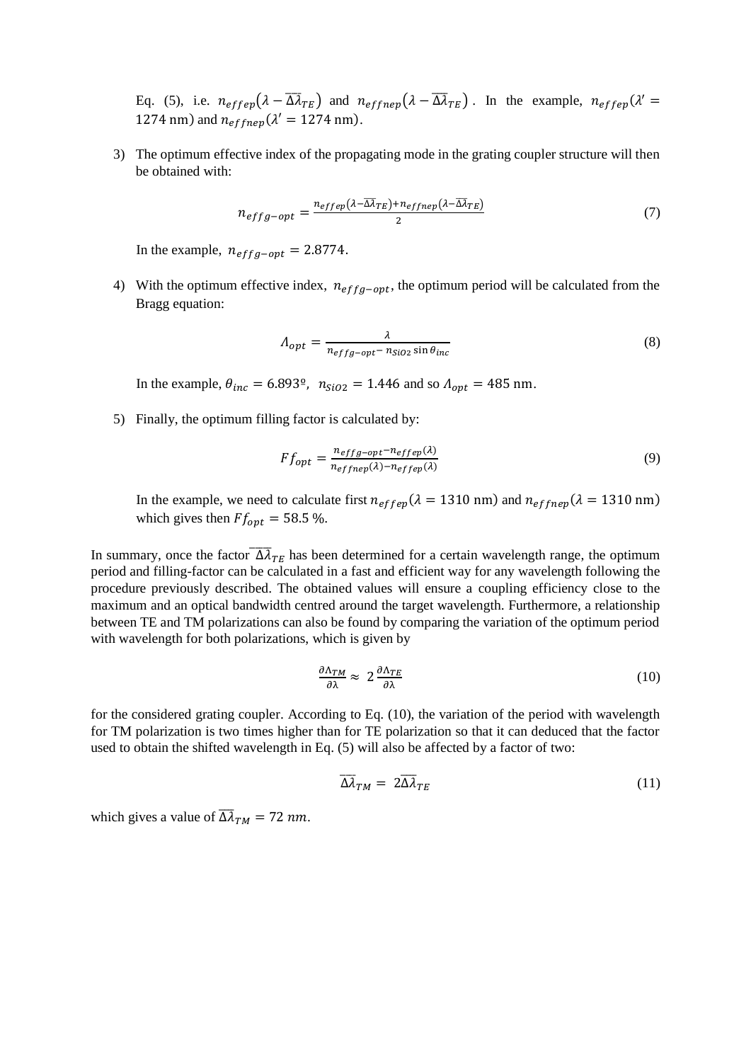Eq. (5), i.e. $n_{effep}(\lambda - \overline{\Delta\lambda}_{TE})$ and $n_{effnep}(\lambda - \overline{\Delta\lambda}_{TE})$. In the example, $n_{effep}(\lambda' = 1274 \text{ nm})$ and $n_{effnep}(\lambda' = 1274 \text{ nm})$.

3) The optimum effective index of the propagating mode in the grating coupler structure will then be obtained with:

$$n_{effg-opt} = \frac{n_{effep}(\lambda - \overline{\Delta\lambda}_{TE}) + n_{effnep}(\lambda - \overline{\Delta\lambda}_{TE})}{2} \tag{7}$$

In the example, $n_{effg-opt} = 2.8774$.

4) With the optimum effective index, $n_{effg-opt}$, the optimum period will be calculated from the Bragg equation:

$$\Lambda_{opt} = \frac{\lambda}{n_{effg-opt} - n_{SiO2} \sin\theta_{inc}} \tag{8}$$

In the example, $\theta_{inc} = 6.893º$, $n_{SiO2} = 1.446$ and so $\Lambda_{opt} = 485 \text{ nm}$.

5) Finally, the optimum filling factor is calculated by:

$$Ff_{opt} = \frac{n_{effg-opt} - n_{effep}(\lambda)}{n_{effnep}(\lambda) - n_{effep}(\lambda)} \tag{9}$$

In the example, we need to calculate first $n_{effep}(\lambda = 1310 \text{ nm})$ and $n_{effnep}(\lambda = 1310 \text{ nm})$ which gives then $Ff_{opt} = 58.5$ %.

In summary, once the factor $\overline{\Delta\lambda}_{TE}$ has been determined for a certain wavelength range, the optimum period and filling-factor can be calculated in a fast and efficient way for any wavelength following the procedure previously described. The obtained values will ensure a coupling efficiency close to the maximum and an optical bandwidth centred around the target wavelength. Furthermore, a relationship between TE and TM polarizations can also be found by comparing the variation of the optimum period with wavelength for both polarizations, which is given by

$$\frac{\partial\Lambda_{TM}}{\partial\lambda} \approx 2\frac{\partial\Lambda_{TE}}{\partial\lambda} \tag{10}$$

for the considered grating coupler. According to Eq. (10), the variation of the period with wavelength for TM polarization is two times higher than for TE polarization so that it can deduced that the factor used to obtain the shifted wavelength in Eq. (5) will also be affected by a factor of two:

$$\overline{\Delta\lambda}_{TM} = 2\overline{\Delta\lambda}_{TE} \tag{11}$$

which gives a value of $\overline{\Delta\lambda}_{TM} = 72 \ nm$.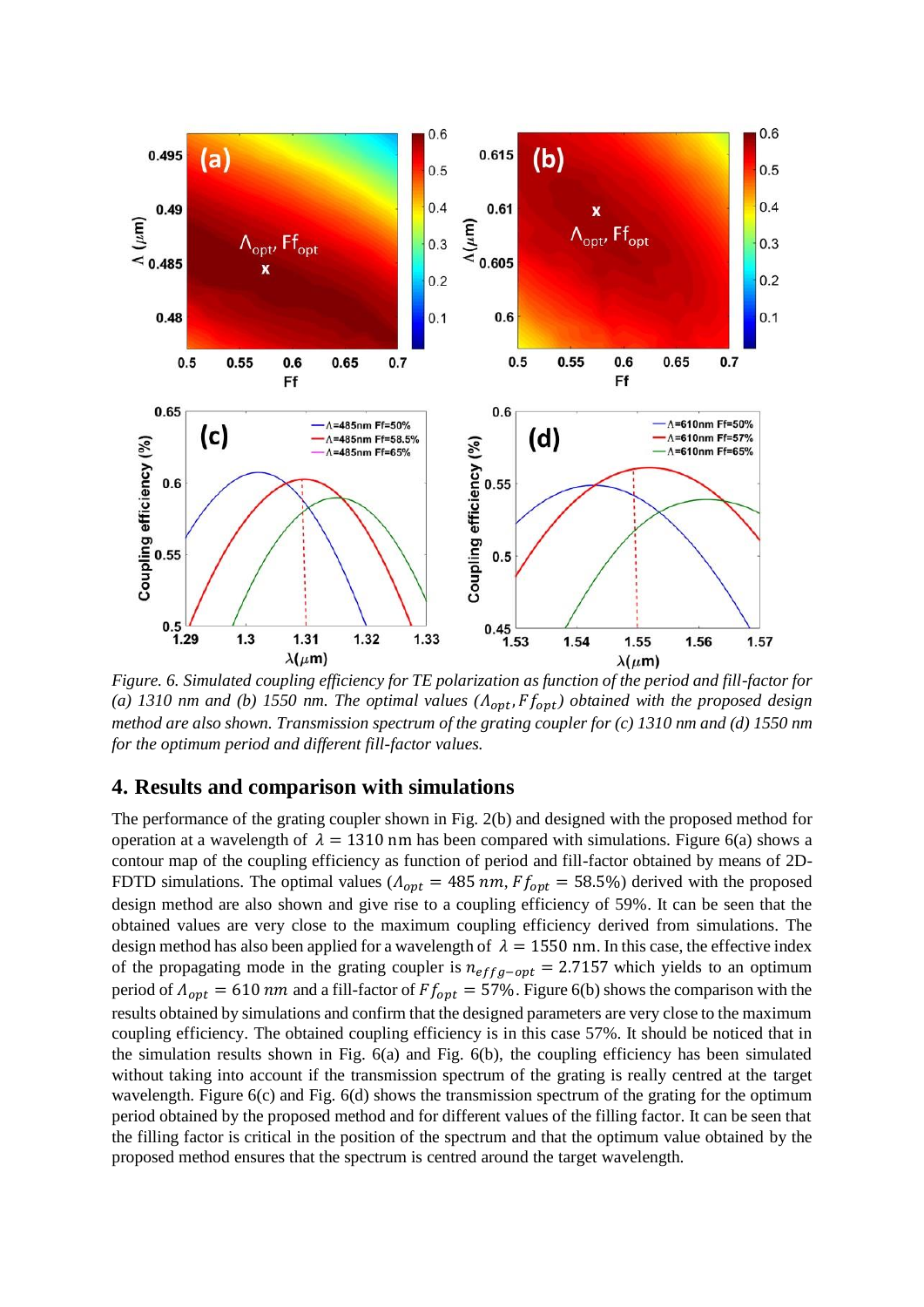*Figure. 6. Simulated coupling efficiency for TE polarization as function of the period and fill-factor for (a) 1310 nm and (b) 1550 nm. The optimal values ($\Lambda_{opt}, Ff_{opt}$) obtained with the proposed design method are also shown. Transmission spectrum of the grating coupler for (c) 1310 nm and (d) 1550 nm for the optimum period and different fill-factor values.*

## 4. Results and comparison with simulations

The performance of the grating coupler shown in Fig. 2(b) and designed with the proposed method for operation at a wavelength of $\lambda = 1310$ nm has been compared with simulations. Figure 6(a) shows a contour map of the coupling efficiency as function of period and fill-factor obtained by means of 2D-FDTD simulations. The optimal values ($\Lambda_{opt} = 485\ nm$, $Ff_{opt} = 58.5\%$) derived with the proposed design method are also shown and give rise to a coupling efficiency of 59%. It can be seen that the obtained values are very close to the maximum coupling efficiency derived from simulations. The design method has also been applied for a wavelength of $\lambda = 1550$ nm. In this case, the effective index of the propagating mode in the grating coupler is $n_{effg-opt} = 2.7157$ which yields to an optimum period of $\Lambda_{opt} = 610\ nm$ and a fill-factor of $Ff_{opt} = 57\%$. Figure 6(b) shows the comparison with the results obtained by simulations and confirm that the designed parameters are very close to the maximum coupling efficiency. The obtained coupling efficiency is in this case 57%. It should be noticed that in the simulation results shown in Fig. 6(a) and Fig. 6(b), the coupling efficiency has been simulated without taking into account if the transmission spectrum of the grating is really centred at the target wavelength. Figure 6(c) and Fig. 6(d) shows the transmission spectrum of the grating for the optimum period obtained by the proposed method and for different values of the filling factor. It can be seen that the filling factor is critical in the position of the spectrum and that the optimum value obtained by the proposed method ensures that the spectrum is centred around the target wavelength.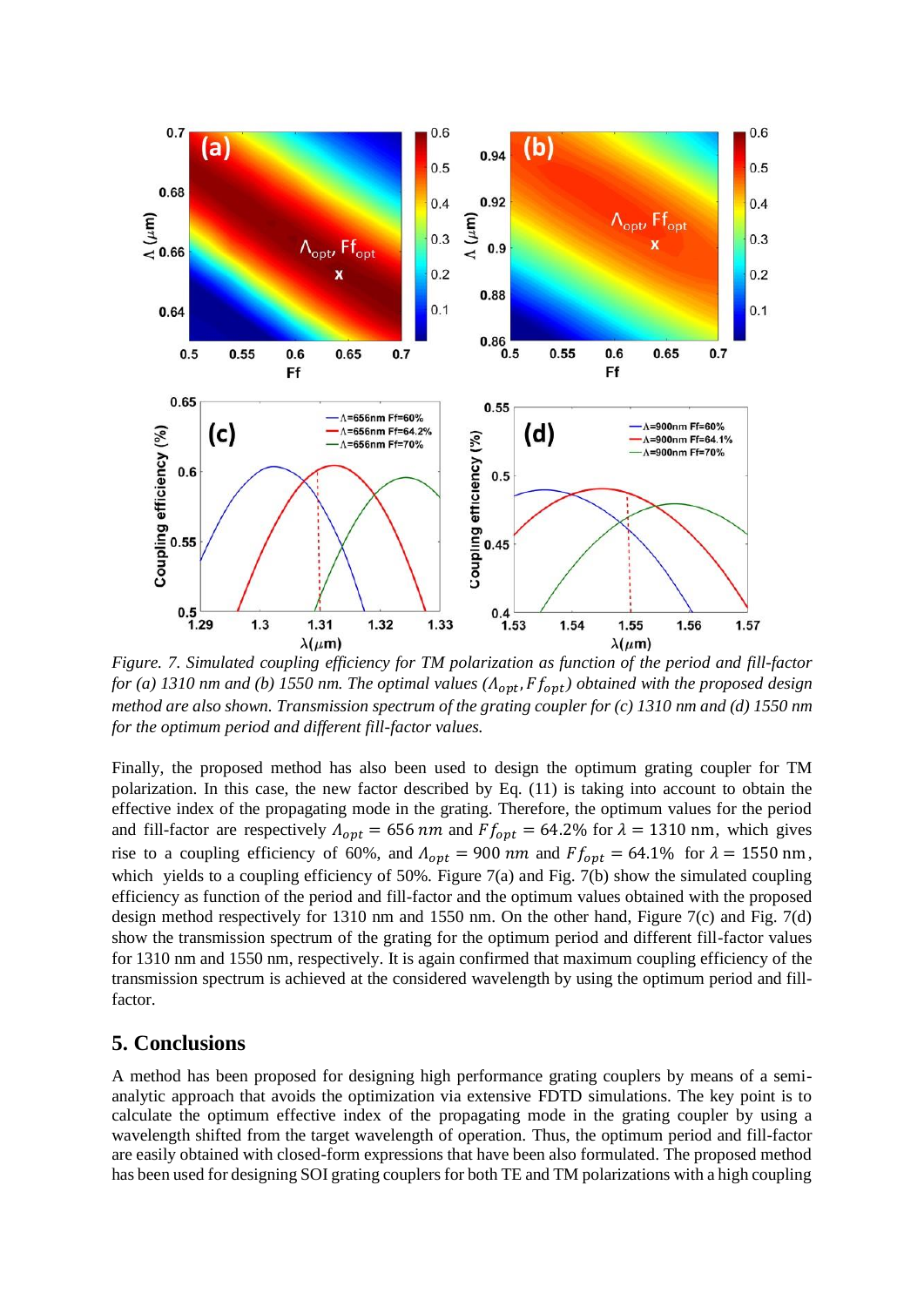*Figure. 7. Simulated coupling efficiency for TM polarization as function of the period and fill-factor for (a) 1310 nm and (b) 1550 nm. The optimal values ($\Lambda_{opt}, Ff_{opt}$) obtained with the proposed design method are also shown. Transmission spectrum of the grating coupler for (c) 1310 nm and (d) 1550 nm for the optimum period and different fill-factor values.*

Finally, the proposed method has also been used to design the optimum grating coupler for TM polarization. In this case, the new factor described by Eq. (11) is taking into account to obtain the effective index of the propagating mode in the grating. Therefore, the optimum values for the period and fill-factor are respectively $\Lambda_{opt} = 656\, nm$ and $Ff_{opt} = 64.2\%$ for $\lambda = 1310$ nm, which gives rise to a coupling efficiency of 60%, and $\Lambda_{opt} = 900\, nm$ and $Ff_{opt} = 64.1\%$ for $\lambda = 1550$ nm, which yields to a coupling efficiency of 50%. Figure 7(a) and Fig. 7(b) show the simulated coupling efficiency as function of the period and fill-factor and the optimum values obtained with the proposed design method respectively for 1310 nm and 1550 nm. On the other hand, Figure 7(c) and Fig. 7(d) show the transmission spectrum of the grating for the optimum period and different fill-factor values for 1310 nm and 1550 nm, respectively. It is again confirmed that maximum coupling efficiency of the transmission spectrum is achieved at the considered wavelength by using the optimum period and fill-factor.

## 5. Conclusions

A method has been proposed for designing high performance grating couplers by means of a semi-analytic approach that avoids the optimization via extensive FDTD simulations. The key point is to calculate the optimum effective index of the propagating mode in the grating coupler by using a wavelength shifted from the target wavelength of operation. Thus, the optimum period and fill-factor are easily obtained with closed-form expressions that have been also formulated. The proposed method has been used for designing SOI grating couplers for both TE and TM polarizations with a high coupling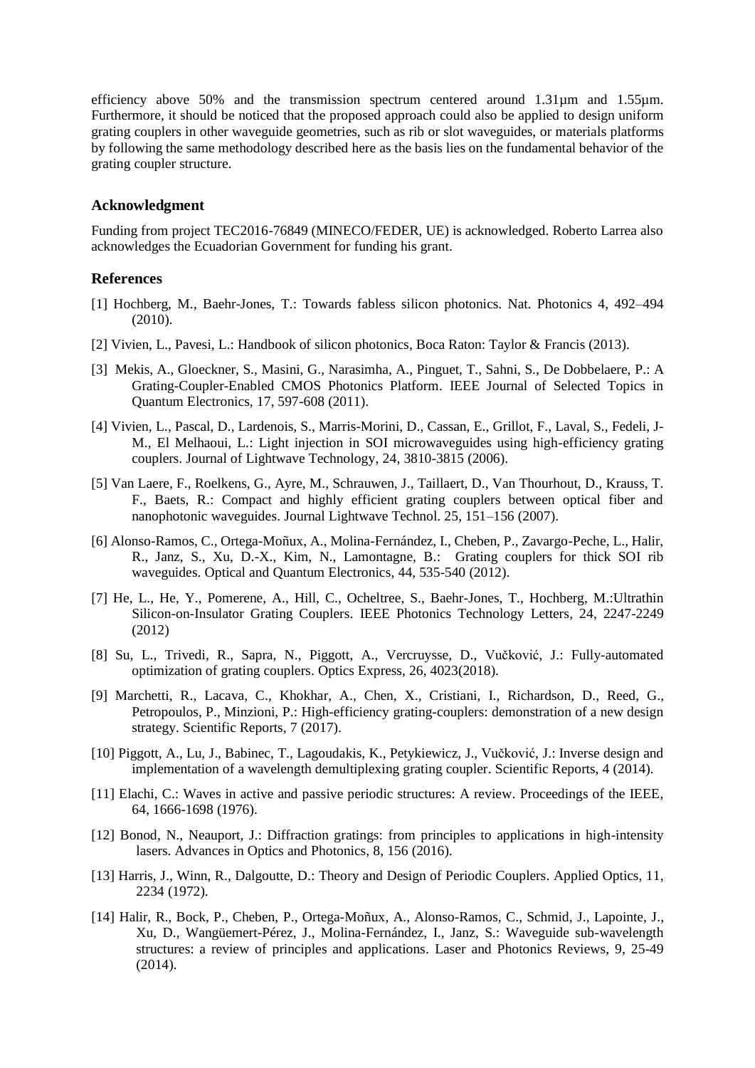efficiency above 50% and the transmission spectrum centered around 1.31μm and 1.55μm. Furthermore, it should be noticed that the proposed approach could also be applied to design uniform grating couplers in other waveguide geometries, such as rib or slot waveguides, or materials platforms by following the same methodology described here as the basis lies on the fundamental behavior of the grating coupler structure.

## Acknowledgment

Funding from project TEC2016-76849 (MINECO/FEDER, UE) is acknowledged. Roberto Larrea also acknowledges the Ecuadorian Government for funding his grant.

## References

[1] Hochberg, M., Baehr-Jones, T.: Towards fabless silicon photonics. Nat. Photonics 4, 492–494 (2010).

[2] Vivien, L., Pavesi, L.: Handbook of silicon photonics, Boca Raton: Taylor & Francis (2013).

[3] Mekis, A., Gloeckner, S., Masini, G., Narasimha, A., Pinguet, T., Sahni, S., De Dobbelaere, P.: A Grating-Coupler-Enabled CMOS Photonics Platform. IEEE Journal of Selected Topics in Quantum Electronics, 17, 597-608 (2011).

[4] Vivien, L., Pascal, D., Lardenois, S., Marris-Morini, D., Cassan, E., Grillot, F., Laval, S., Fedeli, J-M., El Melhaoui, L.: Light injection in SOI microwaveguides using high-efficiency grating couplers. Journal of Lightwave Technology, 24, 3810-3815 (2006).

[5] Van Laere, F., Roelkens, G., Ayre, M., Schrauwen, J., Taillaert, D., Van Thourhout, D., Krauss, T. F., Baets, R.: Compact and highly efficient grating couplers between optical fiber and nanophotonic waveguides. Journal Lightwave Technol. 25, 151–156 (2007).

[6] Alonso-Ramos, C., Ortega-Moñux, A., Molina-Fernández, I., Cheben, P., Zavargo-Peche, L., Halir, R., Janz, S., Xu, D.-X., Kim, N., Lamontagne, B.: Grating couplers for thick SOI rib waveguides. Optical and Quantum Electronics, 44, 535-540 (2012).

[7] He, L., He, Y., Pomerene, A., Hill, C., Ocheltree, S., Baehr-Jones, T., Hochberg, M.:Ultrathin Silicon-on-Insulator Grating Couplers. IEEE Photonics Technology Letters, 24, 2247-2249 (2012)

[8] Su, L., Trivedi, R., Sapra, N., Piggott, A., Vercruysse, D., Vučković, J.: Fully-automated optimization of grating couplers. Optics Express, 26, 4023(2018).

[9] Marchetti, R., Lacava, C., Khokhar, A., Chen, X., Cristiani, I., Richardson, D., Reed, G., Petropoulos, P., Minzioni, P.: High-efficiency grating-couplers: demonstration of a new design strategy. Scientific Reports, 7 (2017).

[10] Piggott, A., Lu, J., Babinec, T., Lagoudakis, K., Petykiewicz, J., Vučković, J.: Inverse design and implementation of a wavelength demultiplexing grating coupler. Scientific Reports, 4 (2014).

[11] Elachi, C.: Waves in active and passive periodic structures: A review. Proceedings of the IEEE, 64, 1666-1698 (1976).

[12] Bonod, N., Neauport, J.: Diffraction gratings: from principles to applications in high-intensity lasers. Advances in Optics and Photonics, 8, 156 (2016).

[13] Harris, J., Winn, R., Dalgoutte, D.: Theory and Design of Periodic Couplers. Applied Optics, 11, 2234 (1972).

[14] Halir, R., Bock, P., Cheben, P., Ortega-Moñux, A., Alonso-Ramos, C., Schmid, J., Lapointe, J., Xu, D., Wangüemert-Pérez, J., Molina-Fernández, I., Janz, S.: Waveguide sub-wavelength structures: a review of principles and applications. Laser and Photonics Reviews, 9, 25-49 (2014).